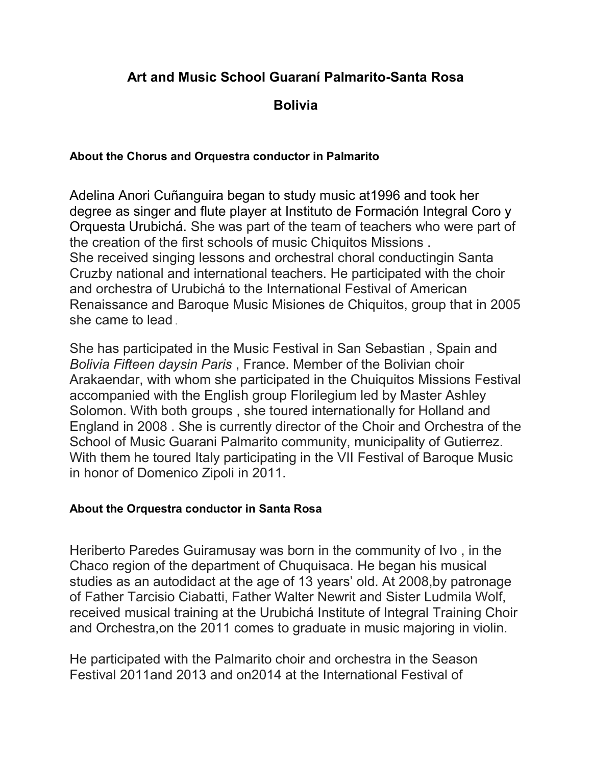# Art and Music School Guaraní Palmarito-Santa Rosa

# Bolivia

### About the Chorus and Orquestra conductor in Palmarito

Adelina Anori Cuñanguira began to study music at1996 and took her degree as singer and flute player at Instituto de Formación Integral Coro y Orquesta Urubichá. She was part of the team of teachers who were part of the creation of the first schools of music Chiquitos Missions .
She received singing lessons and orchestral choral conductingin Santa Cruzby national and international teachers. He participated with the choir and orchestra of Urubichá to the International Festival of American Renaissance and Baroque Music Misiones de Chiquitos, group that in 2005 she came to lead .

She has participated in the Music Festival in San Sebastian , Spain and *Bolivia Fifteen daysin Paris* , France. Member of the Bolivian choir Arakaendar, with whom she participated in the Chuiquitos Missions Festival accompanied with the English group Florilegium led by Master Ashley Solomon. With both groups , she toured internationally for Holland and England in 2008 . She is currently director of the Choir and Orchestra of the School of Music Guarani Palmarito community, municipality of Gutierrez. With them he toured Italy participating in the VII Festival of Baroque Music in honor of Domenico Zipoli in 2011.

### About the Orquestra conductor in Santa Rosa

Heriberto Paredes Guiramusay was born in the community of Ivo , in the Chaco region of the department of Chuquisaca. He began his musical studies as an autodidact at the age of 13 years' old. At 2008,by patronage of Father Tarcisio Ciabatti, Father Walter Newrit and Sister Ludmila Wolf, received musical training at the Urubichá Institute of Integral Training Choir and Orchestra,on the 2011 comes to graduate in music majoring in violin.

He participated with the Palmarito choir and orchestra in the Season Festival 2011and 2013 and on2014 at the International Festival of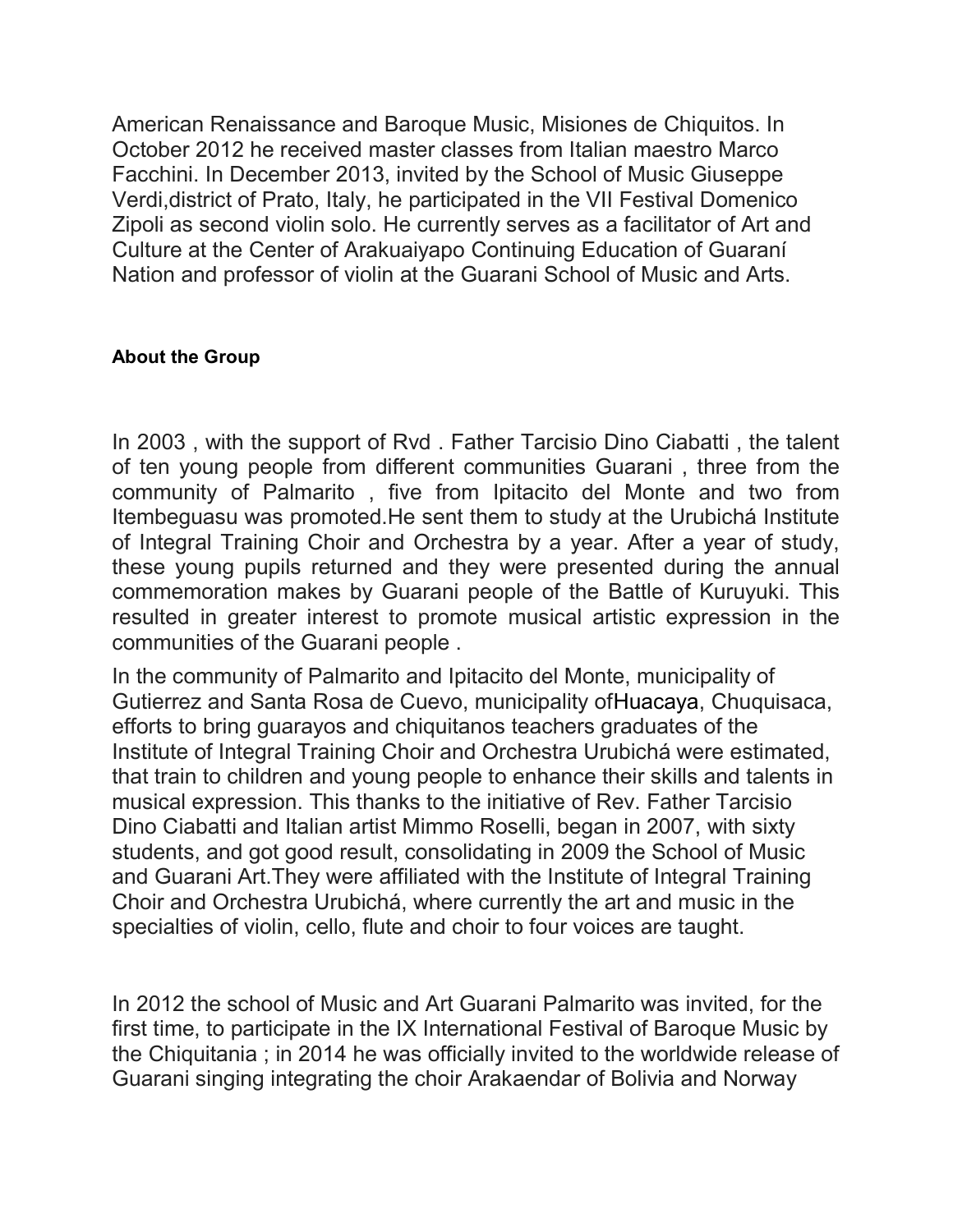American Renaissance and Baroque Music, Misiones de Chiquitos. In October 2012 he received master classes from Italian maestro Marco Facchini. In December 2013, invited by the School of Music Giuseppe Verdi,district of Prato, Italy, he participated in the VII Festival Domenico Zipoli as second violin solo. He currently serves as a facilitator of Art and Culture at the Center of Arakuaiyapo Continuing Education of Guaraní Nation and professor of violin at the Guarani School of Music and Arts.

**About the Group**

In 2003 , with the support of Rvd . Father Tarcisio Dino Ciabatti , the talent of ten young people from different communities Guarani , three from the community of Palmarito , five from Ipitacito del Monte and two from Itembeguasu was promoted.He sent them to study at the Urubichá Institute of Integral Training Choir and Orchestra by a year. After a year of study, these young pupils returned and they were presented during the annual commemoration makes by Guarani people of the Battle of Kuruyuki. This resulted in greater interest to promote musical artistic expression in the communities of the Guarani people .

In the community of Palmarito and Ipitacito del Monte, municipality of Gutierrez and Santa Rosa de Cuevo, municipality ofHuacaya, Chuquisaca, efforts to bring guarayos and chiquitanos teachers graduates of the Institute of Integral Training Choir and Orchestra Urubichá were estimated, that train to children and young people to enhance their skills and talents in musical expression. This thanks to the initiative of Rev. Father Tarcisio Dino Ciabatti and Italian artist Mimmo Roselli, began in 2007, with sixty students, and got good result, consolidating in 2009 the School of Music and Guarani Art.They were affiliated with the Institute of Integral Training Choir and Orchestra Urubichá, where currently the art and music in the specialties of violin, cello, flute and choir to four voices are taught.

In 2012 the school of Music and Art Guarani Palmarito was invited, for the first time, to participate in the IX International Festival of Baroque Music by the Chiquitania ; in 2014 he was officially invited to the worldwide release of Guarani singing integrating the choir Arakaendar of Bolivia and Norway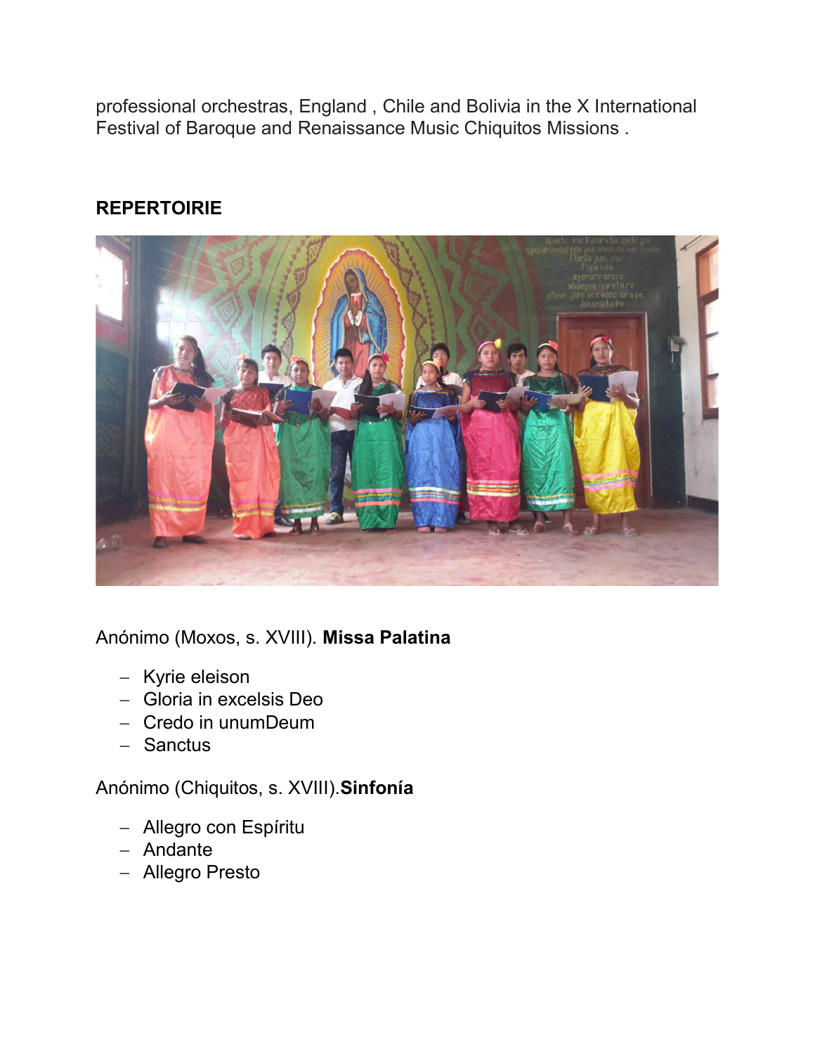professional orchestras, England , Chile and Bolivia in the X International Festival of Baroque and Renaissance Music Chiquitos Missions .

## REPERTOIRIE

Anónimo (Moxos, s. XVIII). **Missa Palatina**

- Kyrie eleison
- Gloria in excelsis Deo
- Credo in unumDeum
- Sanctus

Anónimo (Chiquitos, s. XVIII).**Sinfonía**

- Allegro con Espíritu
- Andante
- Allegro Presto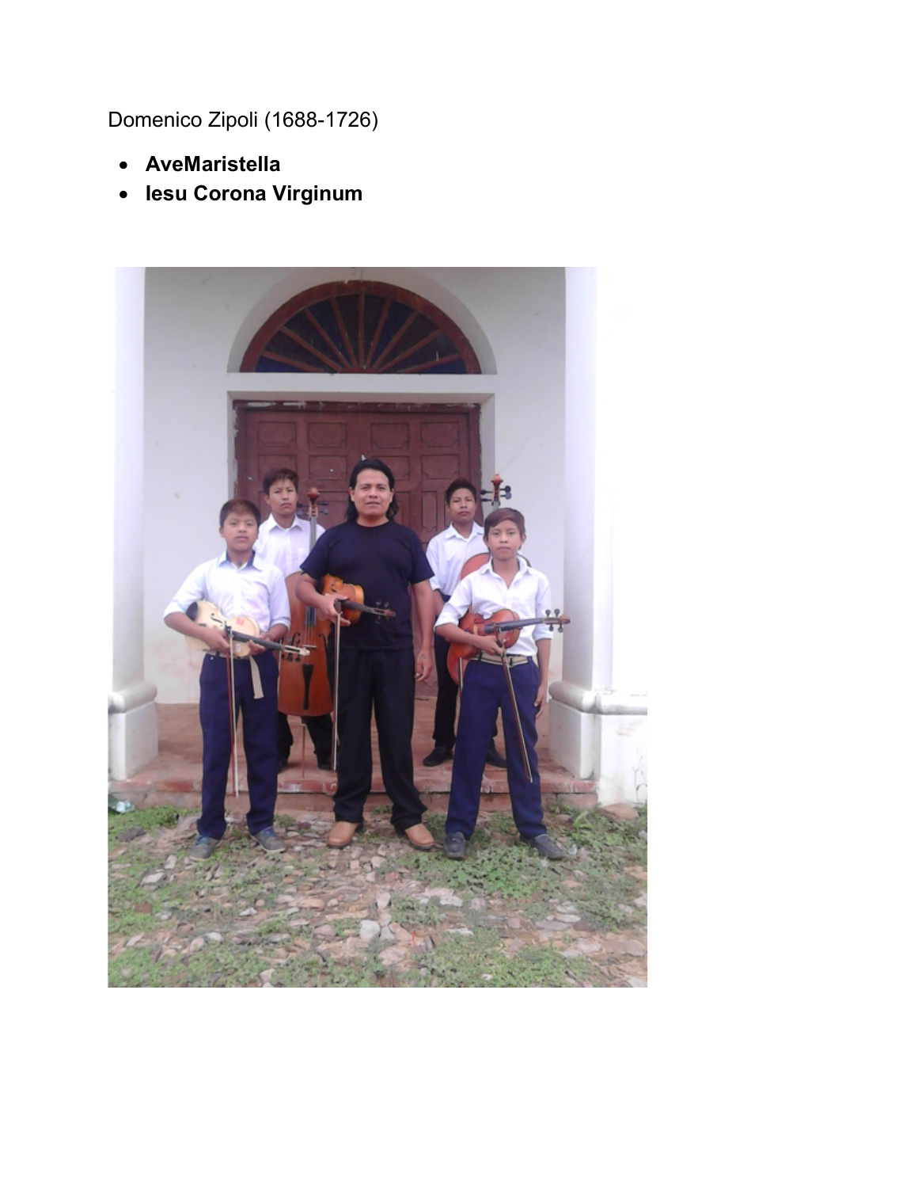Domenico Zipoli (1688-1726)

- **AveMaristella**
- **Iesu Corona Virginum**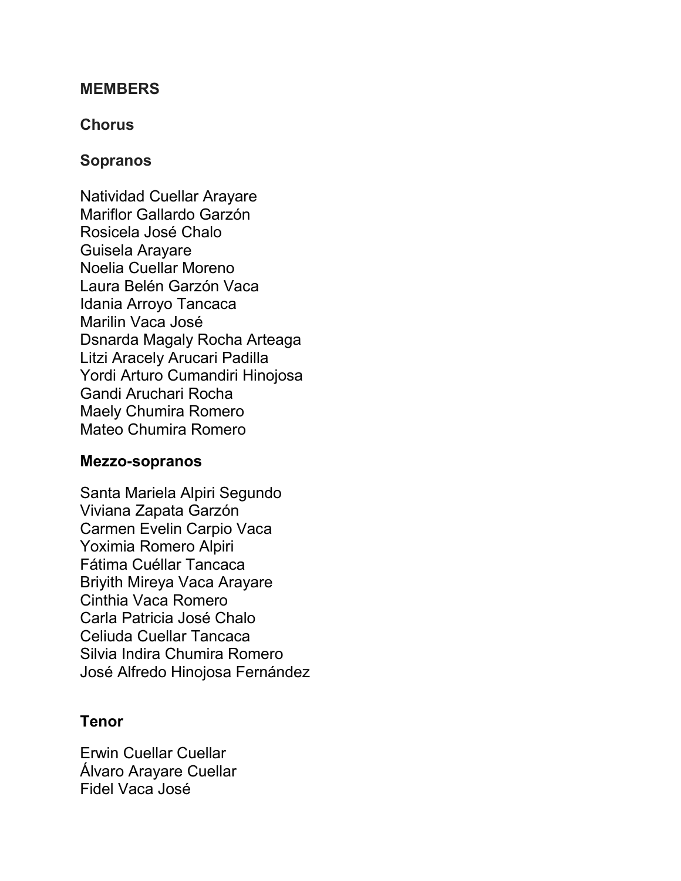## MEMBERS

### Chorus

#### Sopranos

Natividad Cuellar Arayare
Mariflor Gallardo Garzón
Rosicela José Chalo
Guisela Arayare
Noelia Cuellar Moreno
Laura Belén Garzón Vaca
Idania Arroyo Tancaca
Marilin Vaca José
Dsnarda Magaly Rocha Arteaga
Litzi Aracely Arucari Padilla
Yordi Arturo Cumandiri Hinojosa
Gandi Aruchari Rocha
Maely Chumira Romero
Mateo Chumira Romero

#### Mezzo-sopranos

Santa Mariela Alpiri Segundo
Viviana Zapata Garzón
Carmen Evelin Carpio Vaca
Yoximia Romero Alpiri
Fátima Cuéllar Tancaca
Briyith Mireya Vaca Arayare
Cinthia Vaca Romero
Carla Patricia José Chalo
Celiuda Cuellar Tancaca
Silvia Indira Chumira Romero
José Alfredo Hinojosa Fernández

#### Tenor

Erwin Cuellar Cuellar
Álvaro Arayare Cuellar
Fidel Vaca José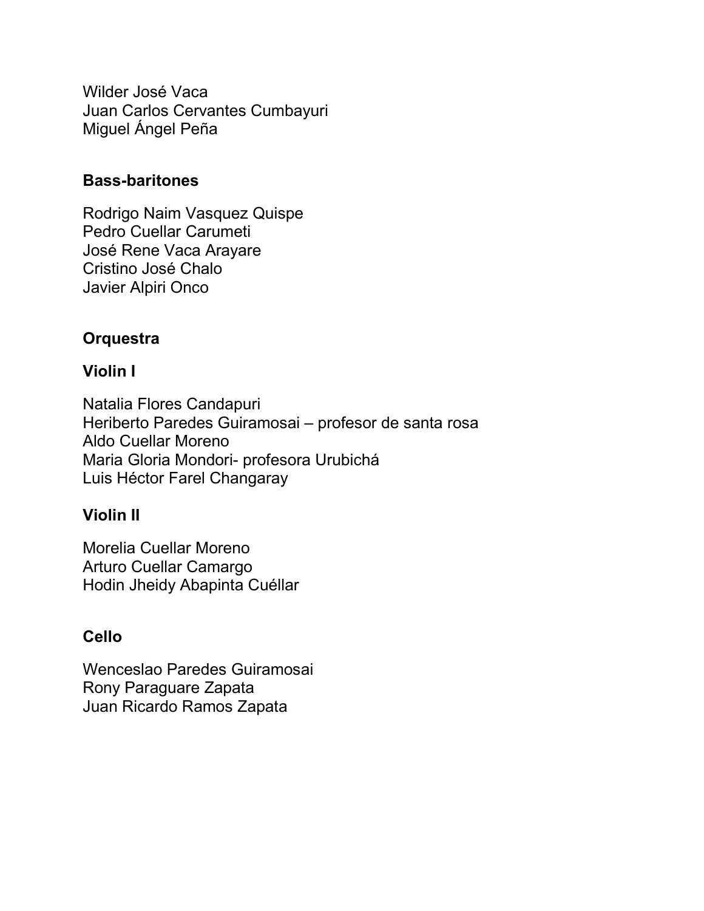Wilder José Vaca
Juan Carlos Cervantes Cumbayuri
Miguel Ángel Peña

**Bass-baritones**

Rodrigo Naim Vasquez Quispe
Pedro Cuellar Carumeti
José Rene Vaca Arayare
Cristino José Chalo
Javier Alpiri Onco

**Orquestra**

**Violin I**

Natalia Flores Candapuri
Heriberto Paredes Guiramosai – profesor de santa rosa
Aldo Cuellar Moreno
Maria Gloria Mondori- profesora Urubichá
Luis Héctor Farel Changaray

**Violin II**

Morelia Cuellar Moreno
Arturo Cuellar Camargo
Hodin Jheidy Abapinta Cuéllar

**Cello**

Wenceslao Paredes Guiramosai
Rony Paraguare Zapata
Juan Ricardo Ramos Zapata